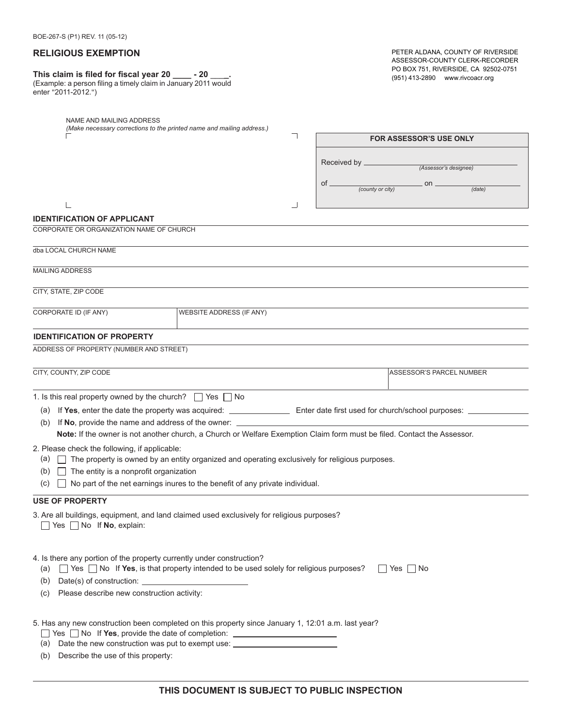BOE-267-S (P1) REV. 11 (05-12)

# RELIGIOUS EXEMPTION

**This claim is filed for fiscal year 20 ____ - 20 ____.**
(Example: a person filing a timely claim in January 2011 would enter "2011-2012.")

PETER ALDANA, COUNTY OF RIVERSIDE
ASSESSOR-COUNTY CLERK-RECORDER
PO BOX 751, RIVERSIDE, CA 92502-0751
(951) 413-2890 www.rivcoacr.org

NAME AND MAILING ADDRESS
*(Make necessary corrections to the printed name and mailing address.)*

| FOR ASSESSOR'S USE ONLY |
|---|
| Received by ______________ *(Assessor's designee)* |
| of ______________ *(county or city)* on ______________ *(date)* |

## IDENTIFICATION OF APPLICANT

CORPORATE OR ORGANIZATION NAME OF CHURCH

dba LOCAL CHURCH NAME

MAILING ADDRESS

CITY, STATE, ZIP CODE

| CORPORATE ID (IF ANY) | WEBSITE ADDRESS (IF ANY) |
|---|---|
| | |

## IDENTIFICATION OF PROPERTY

ADDRESS OF PROPERTY (NUMBER AND STREET)

| CITY, COUNTY, ZIP CODE | ASSESSOR'S PARCEL NUMBER |
|---|---|
| | |

1. Is this real property owned by the church? ☐ Yes ☐ No
   - (a) If **Yes**, enter the date the property was acquired: ______________ Enter date first used for church/school purposes: ______________
   - (b) If **No**, provide the name and address of the owner: ______________

   **Note:** If the owner is not another church, a Church or Welfare Exemption Claim form must be filed. Contact the Assessor.

2. Please check the following, if applicable:
   - (a) ☐ The property is owned by an entity organized and operating exclusively for religious purposes.
   - (b) ☐ The entity is a nonprofit organization
   - (c) ☐ No part of the net earnings inures to the benefit of any private individual.

## USE OF PROPERTY

3. Are all buildings, equipment, and land claimed used exclusively for religious purposes?
   ☐ Yes ☐ No If **No**, explain:

4. Is there any portion of the property currently under construction?
   - (a) ☐ Yes ☐ No If **Yes**, is that property intended to be used solely for religious purposes? ☐ Yes ☐ No
   - (b) Date(s) of construction: ______________
   - (c) Please describe new construction activity:

5. Has any new construction been completed on this property since January 1, 12:01 a.m. last year?
   ☐ Yes ☐ No If **Yes**, provide the date of completion: ______________
   - (a) Date the new construction was put to exempt use: ______________
   - (b) Describe the use of this property:

**THIS DOCUMENT IS SUBJECT TO PUBLIC INSPECTION**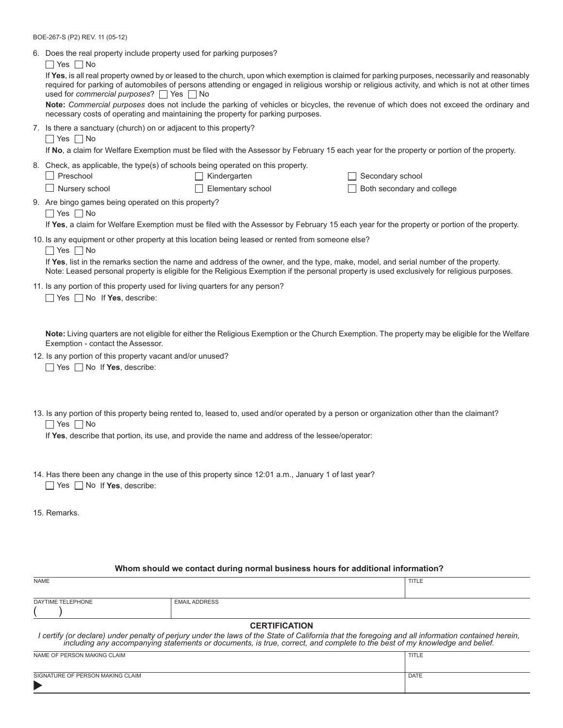6. Does the real property include property used for parking purposes?

   ☐ Yes ☐ No

   If **Yes**, is all real property owned by or leased to the church, upon which exemption is claimed for parking purposes, necessarily and reasonably required for parking of automobiles of persons attending or engaged in religious worship or religious activity, and which is not at other times used for *commercial purposes*? ☐ Yes ☐ No

   **Note:** *Commercial purposes* does not include the parking of vehicles or bicycles, the revenue of which does not exceed the ordinary and necessary costs of operating and maintaining the property for parking purposes.

7. Is there a sanctuary (church) on or adjacent to this property?

   ☐ Yes ☐ No

   If **No**, a claim for Welfare Exemption must be filed with the Assessor by February 15 each year for the property or portion of the property.

8. Check, as applicable, the type(s) of schools being operated on this property.

   ☐ Preschool ☐ Kindergarten ☐ Secondary school

   ☐ Nursery school ☐ Elementary school ☐ Both secondary and college

9. Are bingo games being operated on this property?

   ☐ Yes ☐ No

   If **Yes**, a claim for Welfare Exemption must be filed with the Assessor by February 15 each year for the property or portion of the property.

10. Is any equipment or other property at this location being leased or rented from someone else?

    ☐ Yes ☐ No

    If **Yes**, list in the remarks section the name and address of the owner, and the type, make, model, and serial number of the property.
    Note: Leased personal property is eligible for the Religious Exemption if the personal property is used exclusively for religious purposes.

11. Is any portion of this property used for living quarters for any person?

    ☐ Yes ☐ No If **Yes**, describe:

    **Note:** Living quarters are not eligible for either the Religious Exemption or the Church Exemption. The property may be eligible for the Welfare Exemption - contact the Assessor.

12. Is any portion of this property vacant and/or unused?

    ☐ Yes ☐ No If **Yes**, describe:

13. Is any portion of this property being rented to, leased to, used and/or operated by a person or organization other than the claimant?

    ☐ Yes ☐ No

    If **Yes**, describe that portion, its use, and provide the name and address of the lessee/operator:

14. Has there been any change in the use of this property since 12:01 a.m., January 1 of last year?

    ☐ Yes ☐ No If **Yes**, describe:

15. Remarks.

**Whom should we contact during normal business hours for additional information?**

| NAME | | TITLE |
| --- | --- | --- |
| DAYTIME TELEPHONE ( ) | EMAIL ADDRESS | |

### CERTIFICATION

*I certify (or declare) under penalty of perjury under the laws of the State of California that the foregoing and all information contained herein, including any accompanying statements or documents, is true, correct, and complete to the best of my knowledge and belief.*

| NAME OF PERSON MAKING CLAIM | TITLE |
| --- | --- |
| SIGNATURE OF PERSON MAKING CLAIM ▶ | DATE |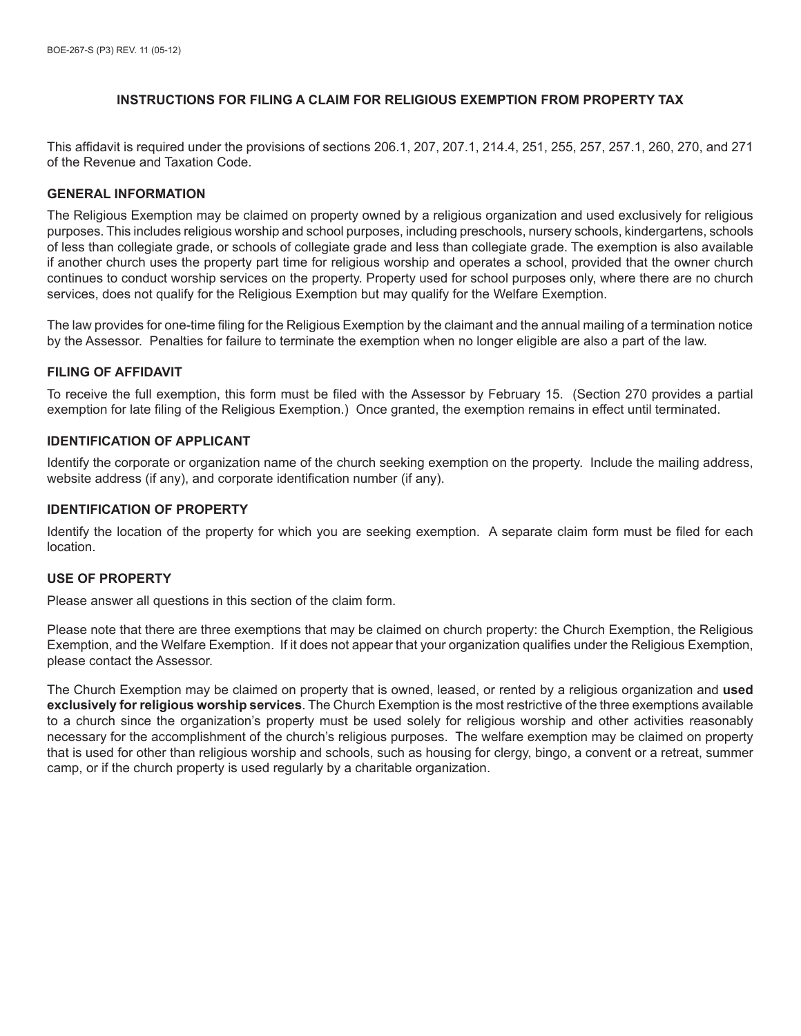# INSTRUCTIONS FOR FILING A CLAIM FOR RELIGIOUS EXEMPTION FROM PROPERTY TAX

This affidavit is required under the provisions of sections 206.1, 207, 207.1, 214.4, 251, 255, 257, 257.1, 260, 270, and 271 of the Revenue and Taxation Code.

## GENERAL INFORMATION

The Religious Exemption may be claimed on property owned by a religious organization and used exclusively for religious purposes. This includes religious worship and school purposes, including preschools, nursery schools, kindergartens, schools of less than collegiate grade, or schools of collegiate grade and less than collegiate grade. The exemption is also available if another church uses the property part time for religious worship and operates a school, provided that the owner church continues to conduct worship services on the property. Property used for school purposes only, where there are no church services, does not qualify for the Religious Exemption but may qualify for the Welfare Exemption.

The law provides for one-time filing for the Religious Exemption by the claimant and the annual mailing of a termination notice by the Assessor. Penalties for failure to terminate the exemption when no longer eligible are also a part of the law.

## FILING OF AFFIDAVIT

To receive the full exemption, this form must be filed with the Assessor by February 15. (Section 270 provides a partial exemption for late filing of the Religious Exemption.) Once granted, the exemption remains in effect until terminated.

## IDENTIFICATION OF APPLICANT

Identify the corporate or organization name of the church seeking exemption on the property. Include the mailing address, website address (if any), and corporate identification number (if any).

## IDENTIFICATION OF PROPERTY

Identify the location of the property for which you are seeking exemption. A separate claim form must be filed for each location.

## USE OF PROPERTY

Please answer all questions in this section of the claim form.

Please note that there are three exemptions that may be claimed on church property: the Church Exemption, the Religious Exemption, and the Welfare Exemption. If it does not appear that your organization qualifies under the Religious Exemption, please contact the Assessor.

The Church Exemption may be claimed on property that is owned, leased, or rented by a religious organization and **used exclusively for religious worship services**. The Church Exemption is the most restrictive of the three exemptions available to a church since the organization's property must be used solely for religious worship and other activities reasonably necessary for the accomplishment of the church's religious purposes. The welfare exemption may be claimed on property that is used for other than religious worship and schools, such as housing for clergy, bingo, a convent or a retreat, summer camp, or if the church property is used regularly by a charitable organization.